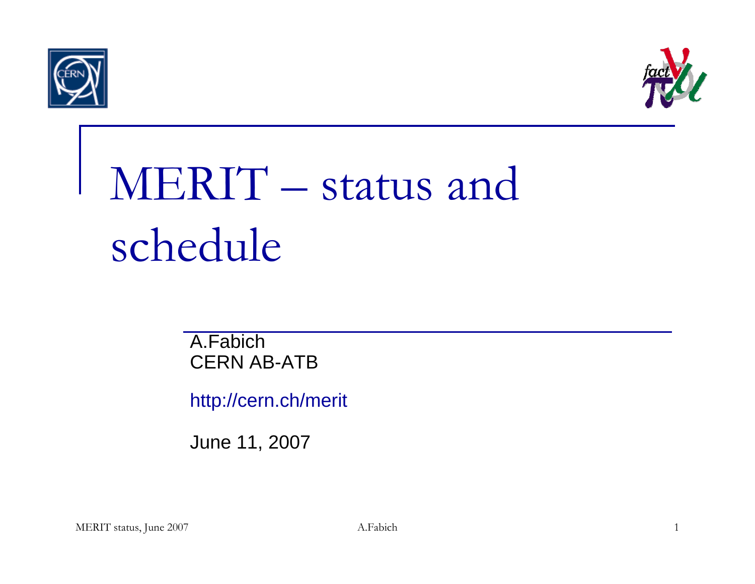# MERIT – status and schedule

A.Fabich
CERN AB-ATB

http://cern.ch/merit

June 11, 2007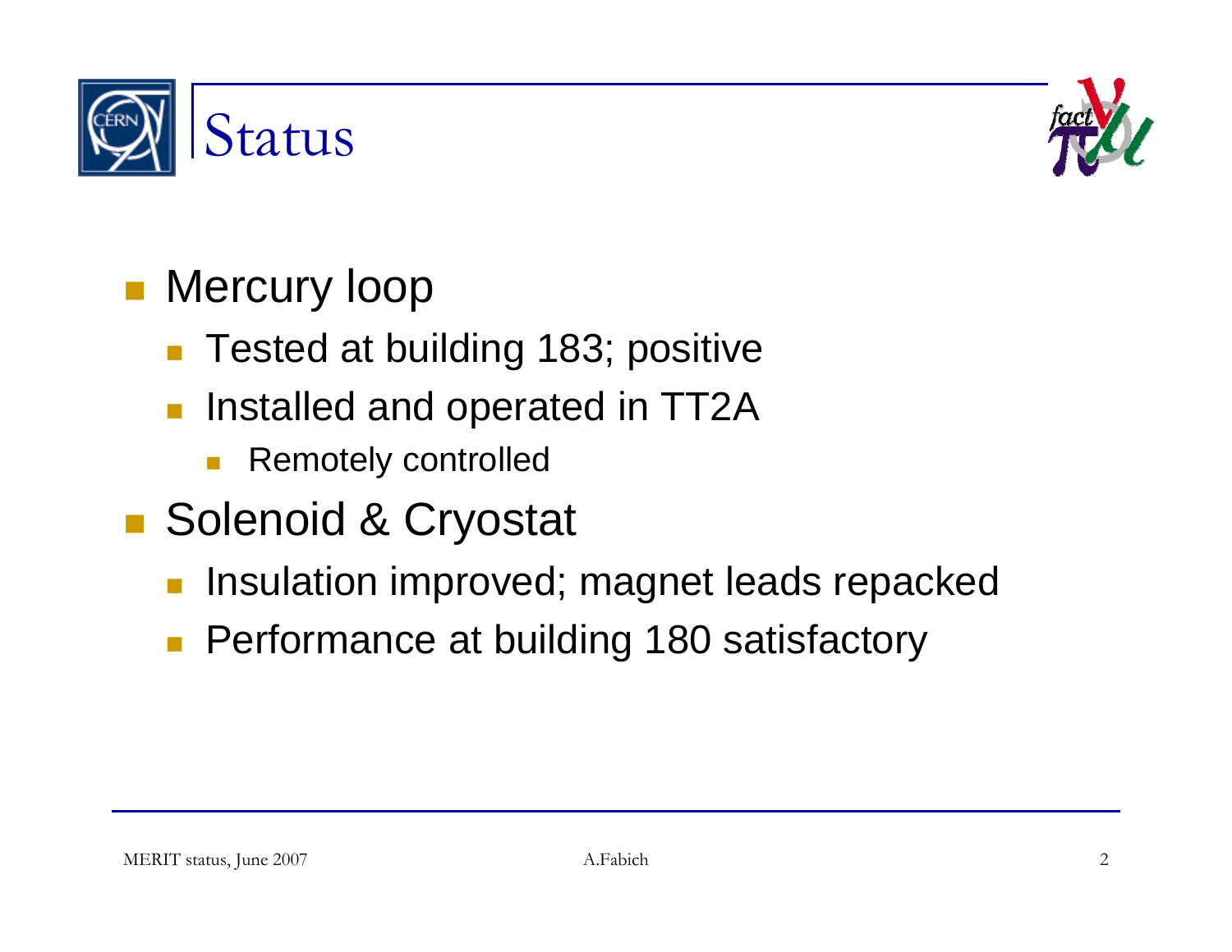# Status

- Mercury loop
  - Tested at building 183; positive
  - Installed and operated in TT2A
    - Remotely controlled
- Solenoid & Cryostat
  - Insulation improved; magnet leads repacked
  - Performance at building 180 satisfactory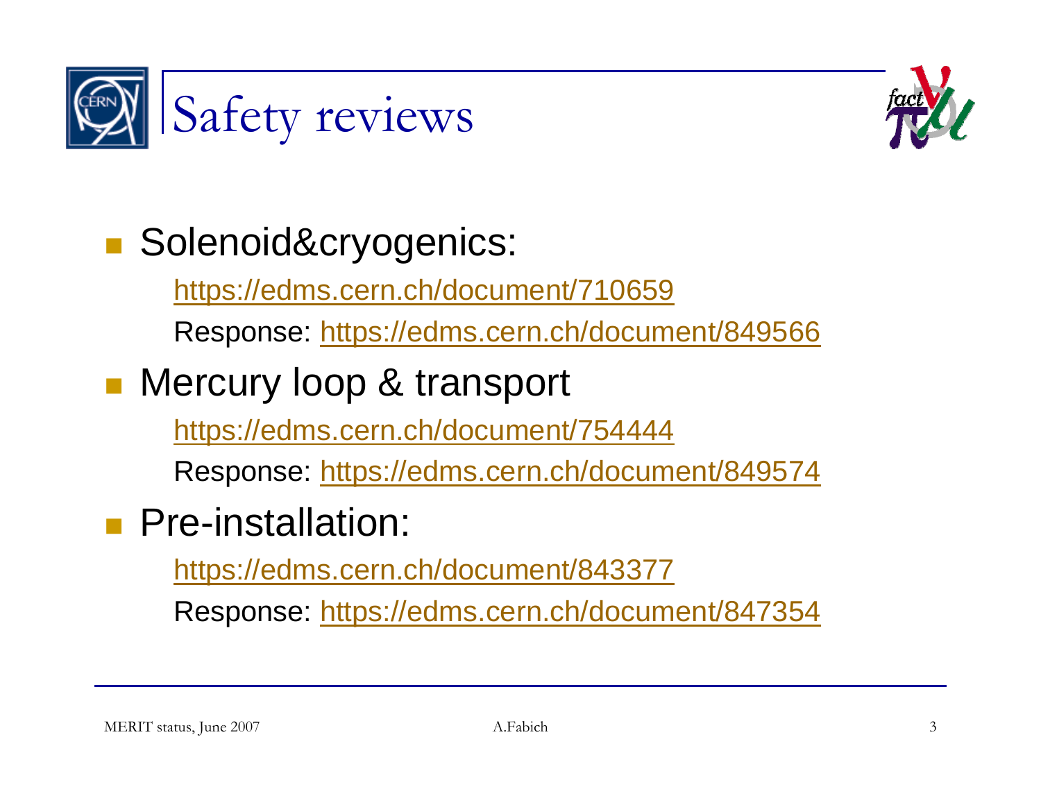# Safety reviews

- Solenoid&cryogenics:

  https://edms.cern.ch/document/710659

  Response: https://edms.cern.ch/document/849566

- Mercury loop & transport

  https://edms.cern.ch/document/754444

  Response: https://edms.cern.ch/document/849574

- Pre-installation:

  https://edms.cern.ch/document/843377

  Response: https://edms.cern.ch/document/847354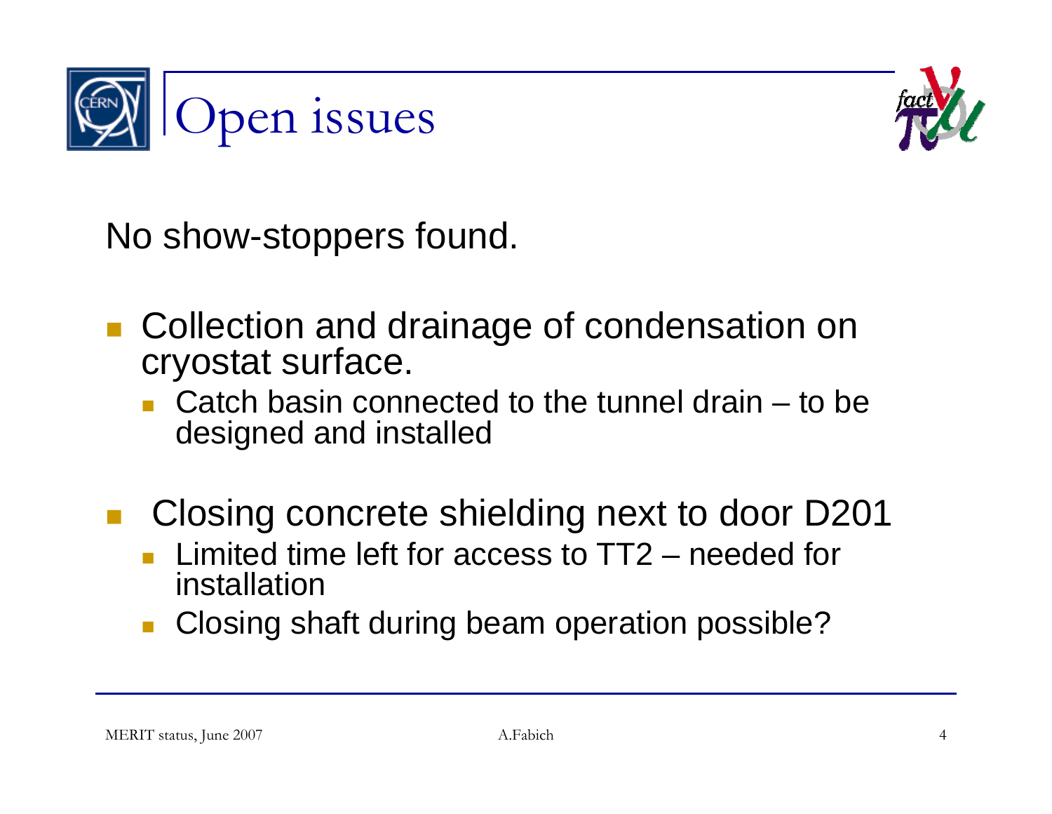# Open issues

No show-stoppers found.

- Collection and drainage of condensation on cryostat surface.
  - Catch basin connected to the tunnel drain – to be designed and installed

- Closing concrete shielding next to door D201
  - Limited time left for access to TT2 – needed for installation
  - Closing shaft during beam operation possible?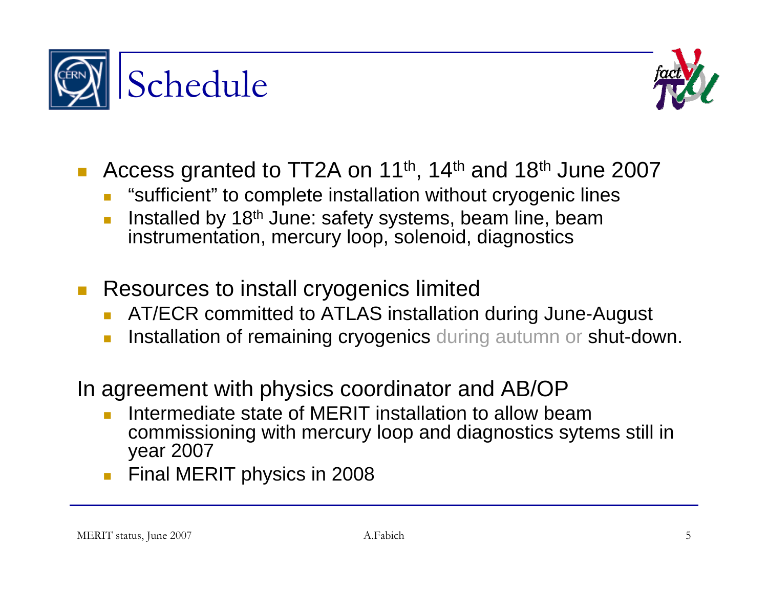# Schedule

- Access granted to TT2A on 11th, 14th and 18th June 2007
  - "sufficient" to complete installation without cryogenic lines
  - Installed by 18th June: safety systems, beam line, beam instrumentation, mercury loop, solenoid, diagnostics

- Resources to install cryogenics limited
  - AT/ECR committed to ATLAS installation during June-August
  - Installation of remaining cryogenics during autumn or shut-down.

In agreement with physics coordinator and AB/OP

- Intermediate state of MERIT installation to allow beam commissioning with mercury loop and diagnostics sytems still in year 2007
- Final MERIT physics in 2008